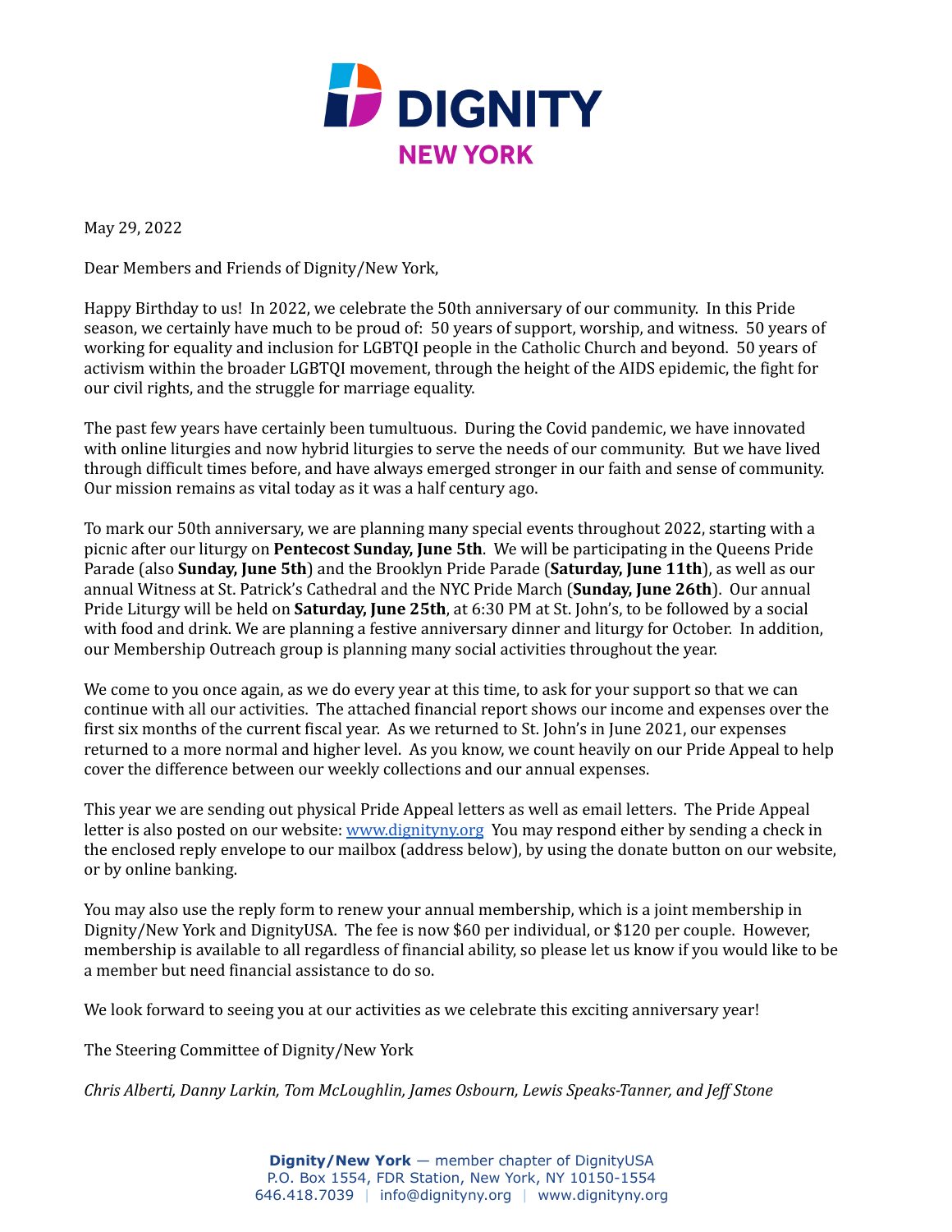# DIGNITY
## NEW YORK

May 29, 2022

Dear Members and Friends of Dignity/New York,

Happy Birthday to us! In 2022, we celebrate the 50th anniversary of our community. In this Pride season, we certainly have much to be proud of: 50 years of support, worship, and witness. 50 years of working for equality and inclusion for LGBTQI people in the Catholic Church and beyond. 50 years of activism within the broader LGBTQI movement, through the height of the AIDS epidemic, the fight for our civil rights, and the struggle for marriage equality.

The past few years have certainly been tumultuous. During the Covid pandemic, we have innovated with online liturgies and now hybrid liturgies to serve the needs of our community. But we have lived through difficult times before, and have always emerged stronger in our faith and sense of community. Our mission remains as vital today as it was a half century ago.

To mark our 50th anniversary, we are planning many special events throughout 2022, starting with a picnic after our liturgy on **Pentecost Sunday, June 5th**. We will be participating in the Queens Pride Parade (also **Sunday, June 5th**) and the Brooklyn Pride Parade (**Saturday, June 11th**), as well as our annual Witness at St. Patrick's Cathedral and the NYC Pride March (**Sunday, June 26th**). Our annual Pride Liturgy will be held on **Saturday, June 25th**, at 6:30 PM at St. John's, to be followed by a social with food and drink. We are planning a festive anniversary dinner and liturgy for October. In addition, our Membership Outreach group is planning many social activities throughout the year.

We come to you once again, as we do every year at this time, to ask for your support so that we can continue with all our activities. The attached financial report shows our income and expenses over the first six months of the current fiscal year. As we returned to St. John's in June 2021, our expenses returned to a more normal and higher level. As you know, we count heavily on our Pride Appeal to help cover the difference between our weekly collections and our annual expenses.

This year we are sending out physical Pride Appeal letters as well as email letters. The Pride Appeal letter is also posted on our website: [www.dignityny.org](http://www.dignityny.org) You may respond either by sending a check in the enclosed reply envelope to our mailbox (address below), by using the donate button on our website, or by online banking.

You may also use the reply form to renew your annual membership, which is a joint membership in Dignity/New York and DignityUSA. The fee is now $60 per individual, or $120 per couple. However, membership is available to all regardless of financial ability, so please let us know if you would like to be a member but need financial assistance to do so.

We look forward to seeing you at our activities as we celebrate this exciting anniversary year!

The Steering Committee of Dignity/New York

*Chris Alberti, Danny Larkin, Tom McLoughlin, James Osbourn, Lewis Speaks-Tanner, and Jeff Stone*

**Dignity/New York** — member chapter of DignityUSA
P.O. Box 1554, FDR Station, New York, NY 10150-1554
646.418.7039 | info@dignityny.org | www.dignityny.org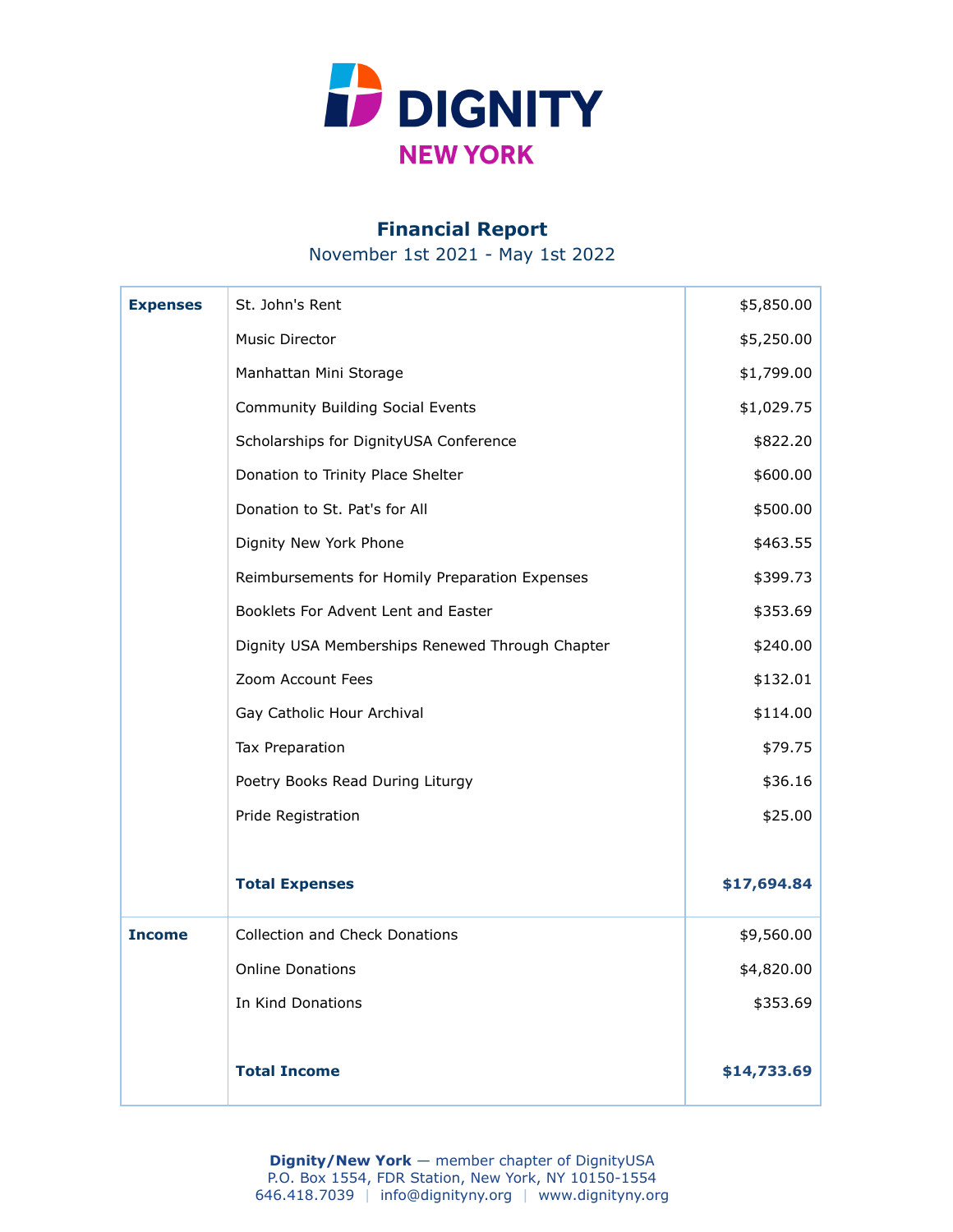# DIGNITY NEW YORK

## Financial Report

November 1st 2021 - May 1st 2022

| | | |
|---|---|---|
| **Expenses** | St. John's Rent | $5,850.00 |
| | Music Director | $5,250.00 |
| | Manhattan Mini Storage | $1,799.00 |
| | Community Building Social Events | $1,029.75 |
| | Scholarships for DignityUSA Conference | $822.20 |
| | Donation to Trinity Place Shelter | $600.00 |
| | Donation to St. Pat's for All | $500.00 |
| | Dignity New York Phone | $463.55 |
| | Reimbursements for Homily Preparation Expenses | $399.73 |
| | Booklets For Advent Lent and Easter | $353.69 |
| | Dignity USA Memberships Renewed Through Chapter | $240.00 |
| | Zoom Account Fees | $132.01 |
| | Gay Catholic Hour Archival | $114.00 |
| | Tax Preparation | $79.75 |
| | Poetry Books Read During Liturgy | $36.16 |
| | Pride Registration | $25.00 |
| | **Total Expenses** | **$17,694.84** |
| **Income** | Collection and Check Donations | $9,560.00 |
| | Online Donations | $4,820.00 |
| | In Kind Donations | $353.69 |
| | **Total Income** | **$14,733.69** |

**Dignity/New York** — member chapter of DignityUSA
P.O. Box 1554, FDR Station, New York, NY 10150-1554
646.418.7039 | info@dignityny.org | www.dignityny.org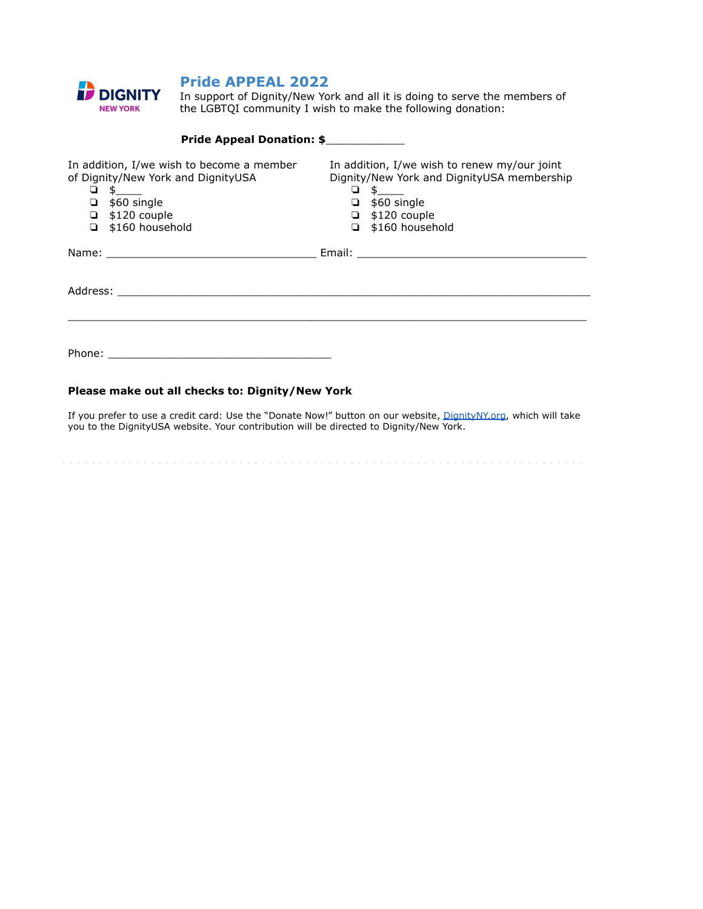DIGNITY
NEW YORK

## Pride APPEAL 2022

In support of Dignity/New York and all it is doing to serve the members of the LGBTQI community I wish to make the following donation:

**Pride Appeal Donation: $____________**

In addition, I/we wish to become a member of Dignity/New York and DignityUSA

- ❑ $_____
- ❑ $60 single
- ❑ $120 couple
- ❑ $160 household

In addition, I/we wish to renew my/our joint Dignity/New York and DignityUSA membership

- ❑ $_____
- ❑ $60 single
- ❑ $120 couple
- ❑ $160 household

Name: ________________________________ Email: ___________________________________

Address: _______________________________________________________________________

_______________________________________________________________________________

Phone: __________________________________

**Please make out all checks to: Dignity/New York**

If you prefer to use a credit card: Use the "Donate Now!" button on our website, DignityNY.org, which will take you to the DignityUSA website. Your contribution will be directed to Dignity/New York.